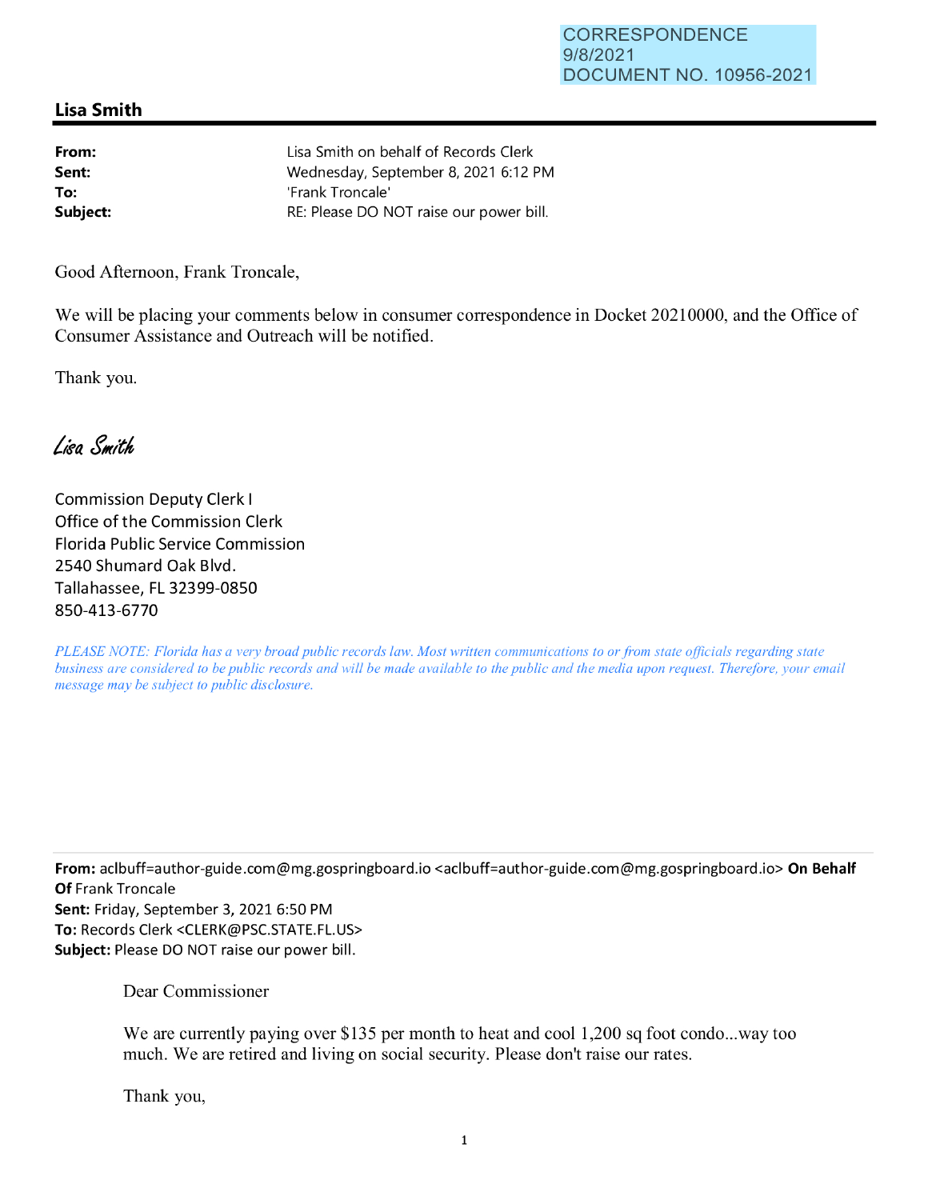CORRESPONDENCE
9/8/2021
DOCUMENT NO. 10956-2021

## Lisa Smith

**From:** Lisa Smith on behalf of Records Clerk
**Sent:** Wednesday, September 8, 2021 6:12 PM
**To:** 'Frank Troncale'
**Subject:** RE: Please DO NOT raise our power bill.

Good Afternoon, Frank Troncale,

We will be placing your comments below in consumer correspondence in Docket 20210000, and the Office of Consumer Assistance and Outreach will be notified.

Thank you.

*Lisa Smith*

Commission Deputy Clerk I
Office of the Commission Clerk
Florida Public Service Commission
2540 Shumard Oak Blvd.
Tallahassee, FL 32399-0850
850-413-6770

*PLEASE NOTE: Florida has a very broad public records law. Most written communications to or from state officials regarding state business are considered to be public records and will be made available to the public and the media upon request. Therefore, your email message may be subject to public disclosure.*

---

**From:** aclbuff=author-guide.com@mg.gospringboard.io <aclbuff=author-guide.com@mg.gospringboard.io> **On Behalf Of** Frank Troncale
**Sent:** Friday, September 3, 2021 6:50 PM
**To:** Records Clerk <CLERK@PSC.STATE.FL.US>
**Subject:** Please DO NOT raise our power bill.

Dear Commissioner

We are currently paying over $135 per month to heat and cool 1,200 sq foot condo...way too much. We are retired and living on social security. Please don't raise our rates.

Thank you,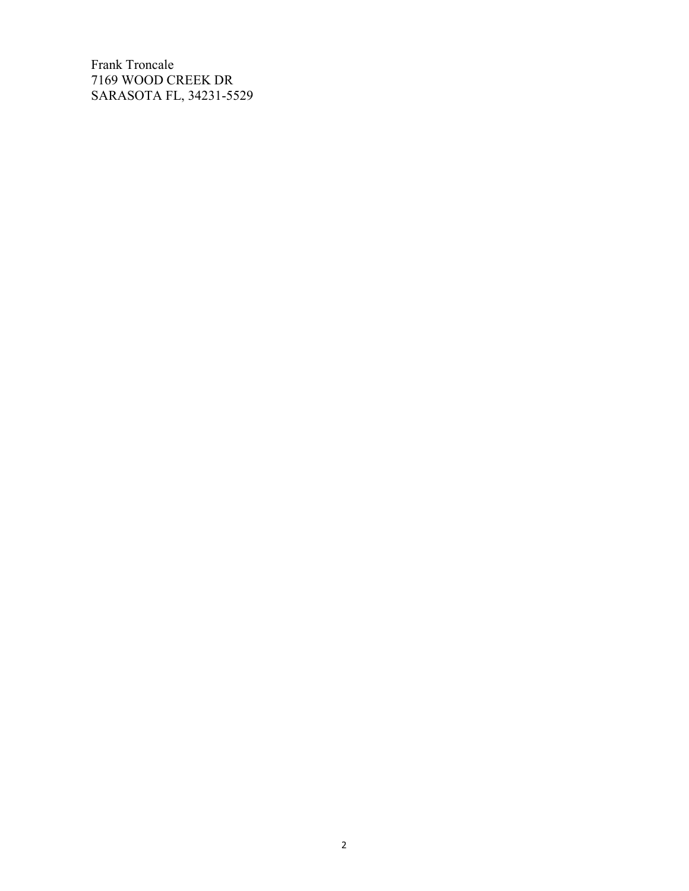Frank Troncale
7169 WOOD CREEK DR
SARASOTA FL, 34231-5529